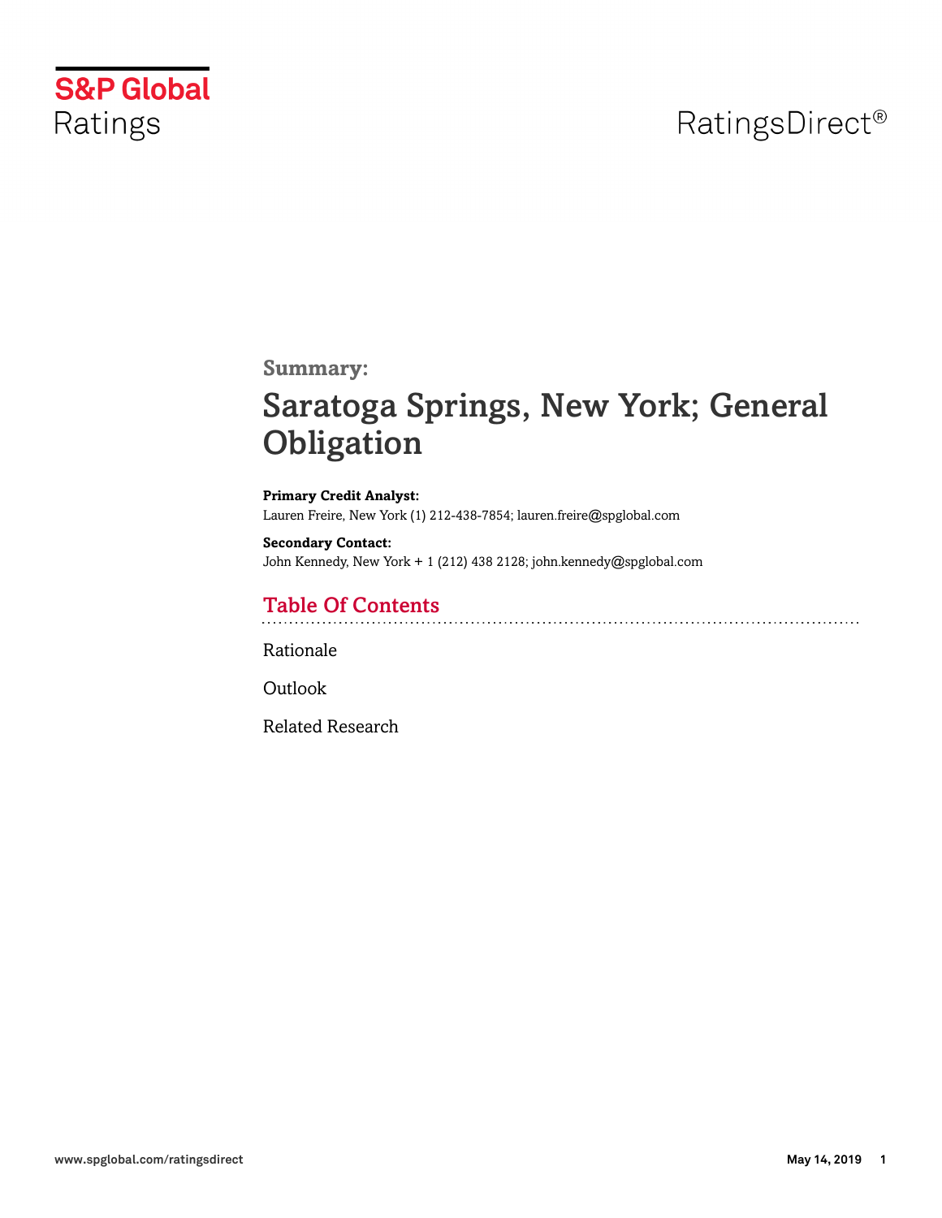S&P Global Ratings

RatingsDirect®

**Summary:**

# Saratoga Springs, New York; General Obligation

**Primary Credit Analyst:**
Lauren Freire, New York (1) 212-438-7854; lauren.freire@spglobal.com

**Secondary Contact:**
John Kennedy, New York + 1 (212) 438 2128; john.kennedy@spglobal.com

## Table Of Contents

Rationale

Outlook

Related Research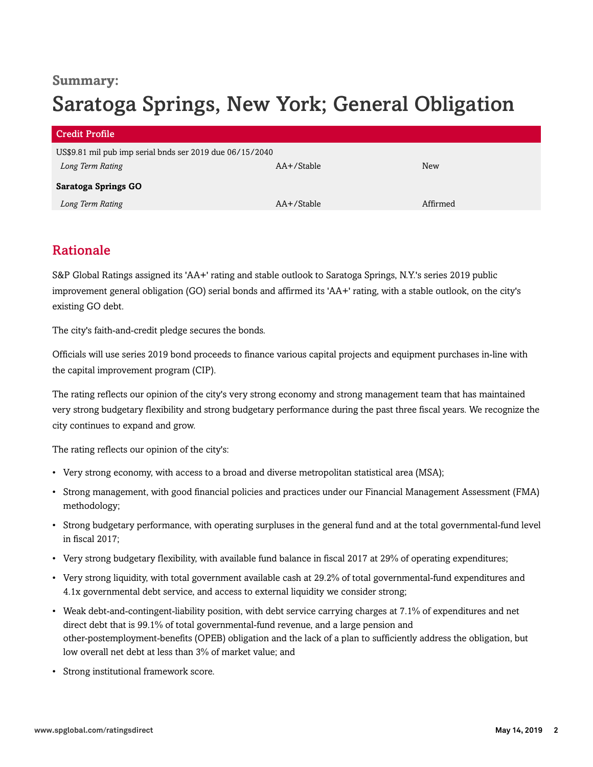**Summary:**

# Saratoga Springs, New York; General Obligation

| Credit Profile | | |
|---|---|---|
| US$9.81 mil pub imp serial bnds ser 2019 due 06/15/2040 | | |
| *Long Term Rating* | AA+/Stable | New |
| **Saratoga Springs GO** | | |
| *Long Term Rating* | AA+/Stable | Affirmed |

## Rationale

S&P Global Ratings assigned its 'AA+' rating and stable outlook to Saratoga Springs, N.Y.'s series 2019 public improvement general obligation (GO) serial bonds and affirmed its 'AA+' rating, with a stable outlook, on the city's existing GO debt.

The city's faith-and-credit pledge secures the bonds.

Officials will use series 2019 bond proceeds to finance various capital projects and equipment purchases in-line with the capital improvement program (CIP).

The rating reflects our opinion of the city's very strong economy and strong management team that has maintained very strong budgetary flexibility and strong budgetary performance during the past three fiscal years. We recognize the city continues to expand and grow.

The rating reflects our opinion of the city's:

- Very strong economy, with access to a broad and diverse metropolitan statistical area (MSA);
- Strong management, with good financial policies and practices under our Financial Management Assessment (FMA) methodology;
- Strong budgetary performance, with operating surpluses in the general fund and at the total governmental-fund level in fiscal 2017;
- Very strong budgetary flexibility, with available fund balance in fiscal 2017 at 29% of operating expenditures;
- Very strong liquidity, with total government available cash at 29.2% of total governmental-fund expenditures and 4.1x governmental debt service, and access to external liquidity we consider strong;
- Weak debt-and-contingent-liability position, with debt service carrying charges at 7.1% of expenditures and net direct debt that is 99.1% of total governmental-fund revenue, and a large pension and other-postemployment-benefits (OPEB) obligation and the lack of a plan to sufficiently address the obligation, but low overall net debt at less than 3% of market value; and
- Strong institutional framework score.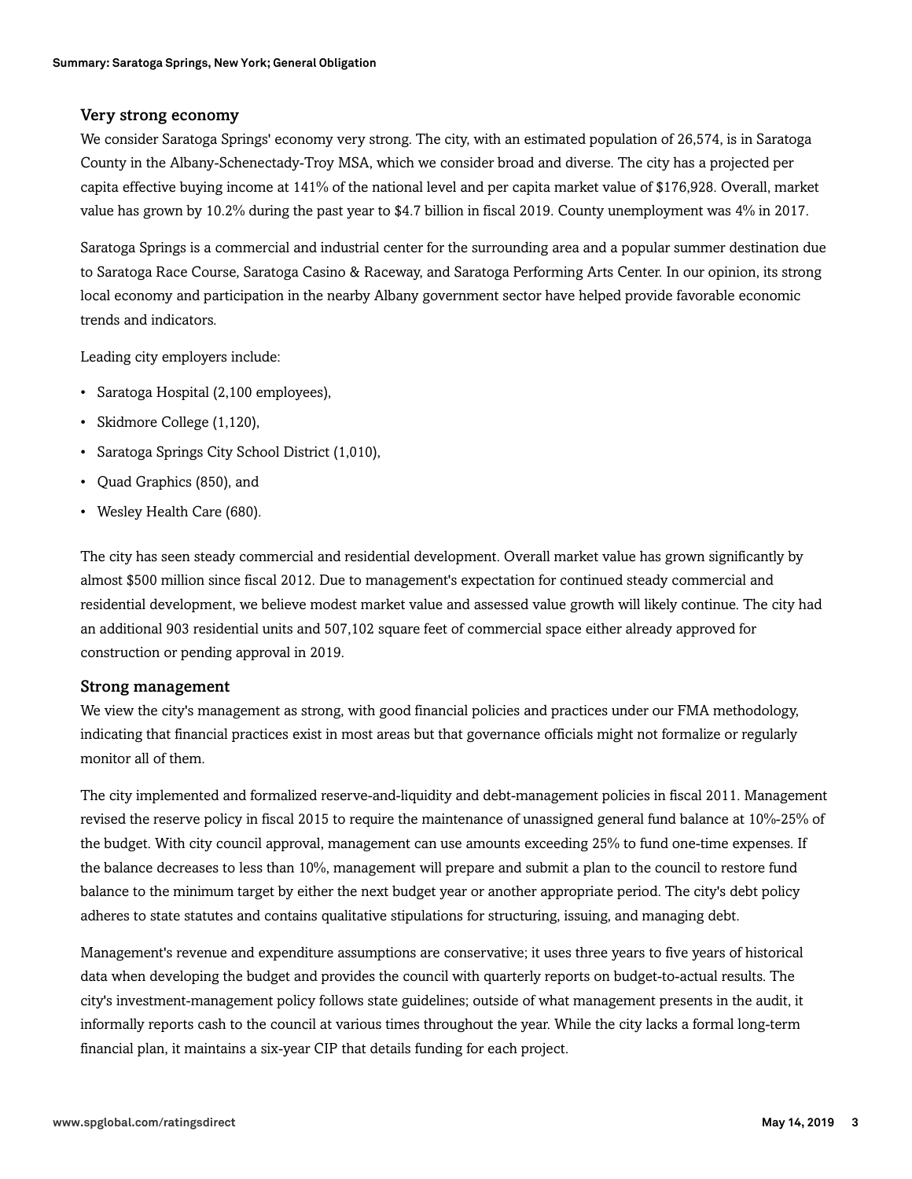### Very strong economy

We consider Saratoga Springs' economy very strong. The city, with an estimated population of 26,574, is in Saratoga County in the Albany-Schenectady-Troy MSA, which we consider broad and diverse. The city has a projected per capita effective buying income at 141% of the national level and per capita market value of $176,928. Overall, market value has grown by 10.2% during the past year to $4.7 billion in fiscal 2019. County unemployment was 4% in 2017.

Saratoga Springs is a commercial and industrial center for the surrounding area and a popular summer destination due to Saratoga Race Course, Saratoga Casino & Raceway, and Saratoga Performing Arts Center. In our opinion, its strong local economy and participation in the nearby Albany government sector have helped provide favorable economic trends and indicators.

Leading city employers include:

- Saratoga Hospital (2,100 employees),
- Skidmore College (1,120),
- Saratoga Springs City School District (1,010),
- Quad Graphics (850), and
- Wesley Health Care (680).

The city has seen steady commercial and residential development. Overall market value has grown significantly by almost $500 million since fiscal 2012. Due to management's expectation for continued steady commercial and residential development, we believe modest market value and assessed value growth will likely continue. The city had an additional 903 residential units and 507,102 square feet of commercial space either already approved for construction or pending approval in 2019.

### Strong management

We view the city's management as strong, with good financial policies and practices under our FMA methodology, indicating that financial practices exist in most areas but that governance officials might not formalize or regularly monitor all of them.

The city implemented and formalized reserve-and-liquidity and debt-management policies in fiscal 2011. Management revised the reserve policy in fiscal 2015 to require the maintenance of unassigned general fund balance at 10%-25% of the budget. With city council approval, management can use amounts exceeding 25% to fund one-time expenses. If the balance decreases to less than 10%, management will prepare and submit a plan to the council to restore fund balance to the minimum target by either the next budget year or another appropriate period. The city's debt policy adheres to state statutes and contains qualitative stipulations for structuring, issuing, and managing debt.

Management's revenue and expenditure assumptions are conservative; it uses three years to five years of historical data when developing the budget and provides the council with quarterly reports on budget-to-actual results. The city's investment-management policy follows state guidelines; outside of what management presents in the audit, it informally reports cash to the council at various times throughout the year. While the city lacks a formal long-term financial plan, it maintains a six-year CIP that details funding for each project.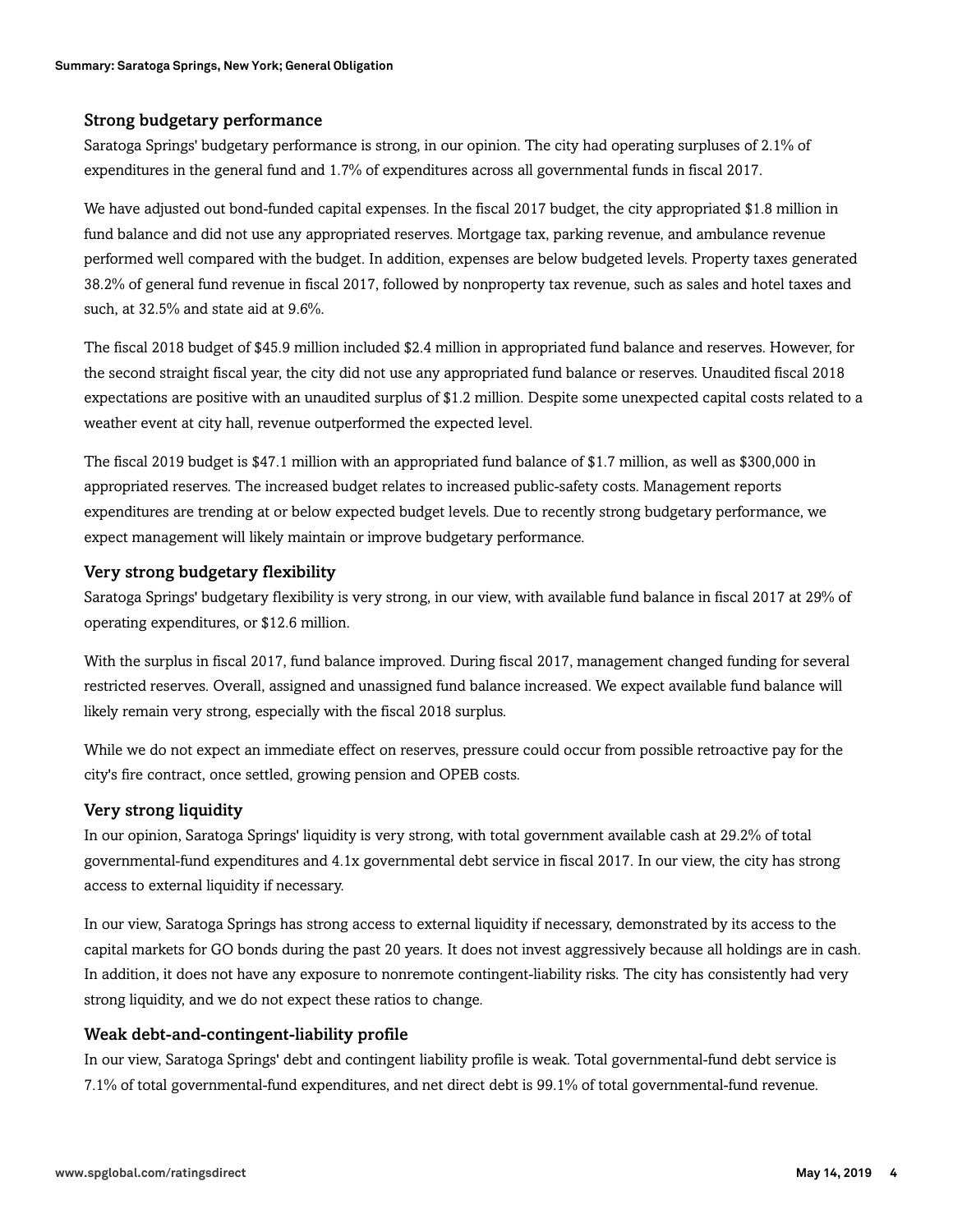### Strong budgetary performance

Saratoga Springs' budgetary performance is strong, in our opinion. The city had operating surpluses of 2.1% of expenditures in the general fund and 1.7% of expenditures across all governmental funds in fiscal 2017.

We have adjusted out bond-funded capital expenses. In the fiscal 2017 budget, the city appropriated $1.8 million in fund balance and did not use any appropriated reserves. Mortgage tax, parking revenue, and ambulance revenue performed well compared with the budget. In addition, expenses are below budgeted levels. Property taxes generated 38.2% of general fund revenue in fiscal 2017, followed by nonproperty tax revenue, such as sales and hotel taxes and such, at 32.5% and state aid at 9.6%.

The fiscal 2018 budget of $45.9 million included $2.4 million in appropriated fund balance and reserves. However, for the second straight fiscal year, the city did not use any appropriated fund balance or reserves. Unaudited fiscal 2018 expectations are positive with an unaudited surplus of $1.2 million. Despite some unexpected capital costs related to a weather event at city hall, revenue outperformed the expected level.

The fiscal 2019 budget is $47.1 million with an appropriated fund balance of $1.7 million, as well as $300,000 in appropriated reserves. The increased budget relates to increased public-safety costs. Management reports expenditures are trending at or below expected budget levels. Due to recently strong budgetary performance, we expect management will likely maintain or improve budgetary performance.

### Very strong budgetary flexibility

Saratoga Springs' budgetary flexibility is very strong, in our view, with available fund balance in fiscal 2017 at 29% of operating expenditures, or $12.6 million.

With the surplus in fiscal 2017, fund balance improved. During fiscal 2017, management changed funding for several restricted reserves. Overall, assigned and unassigned fund balance increased. We expect available fund balance will likely remain very strong, especially with the fiscal 2018 surplus.

While we do not expect an immediate effect on reserves, pressure could occur from possible retroactive pay for the city's fire contract, once settled, growing pension and OPEB costs.

### Very strong liquidity

In our opinion, Saratoga Springs' liquidity is very strong, with total government available cash at 29.2% of total governmental-fund expenditures and 4.1x governmental debt service in fiscal 2017. In our view, the city has strong access to external liquidity if necessary.

In our view, Saratoga Springs has strong access to external liquidity if necessary, demonstrated by its access to the capital markets for GO bonds during the past 20 years. It does not invest aggressively because all holdings are in cash. In addition, it does not have any exposure to nonremote contingent-liability risks. The city has consistently had very strong liquidity, and we do not expect these ratios to change.

### Weak debt-and-contingent-liability profile

In our view, Saratoga Springs' debt and contingent liability profile is weak. Total governmental-fund debt service is 7.1% of total governmental-fund expenditures, and net direct debt is 99.1% of total governmental-fund revenue.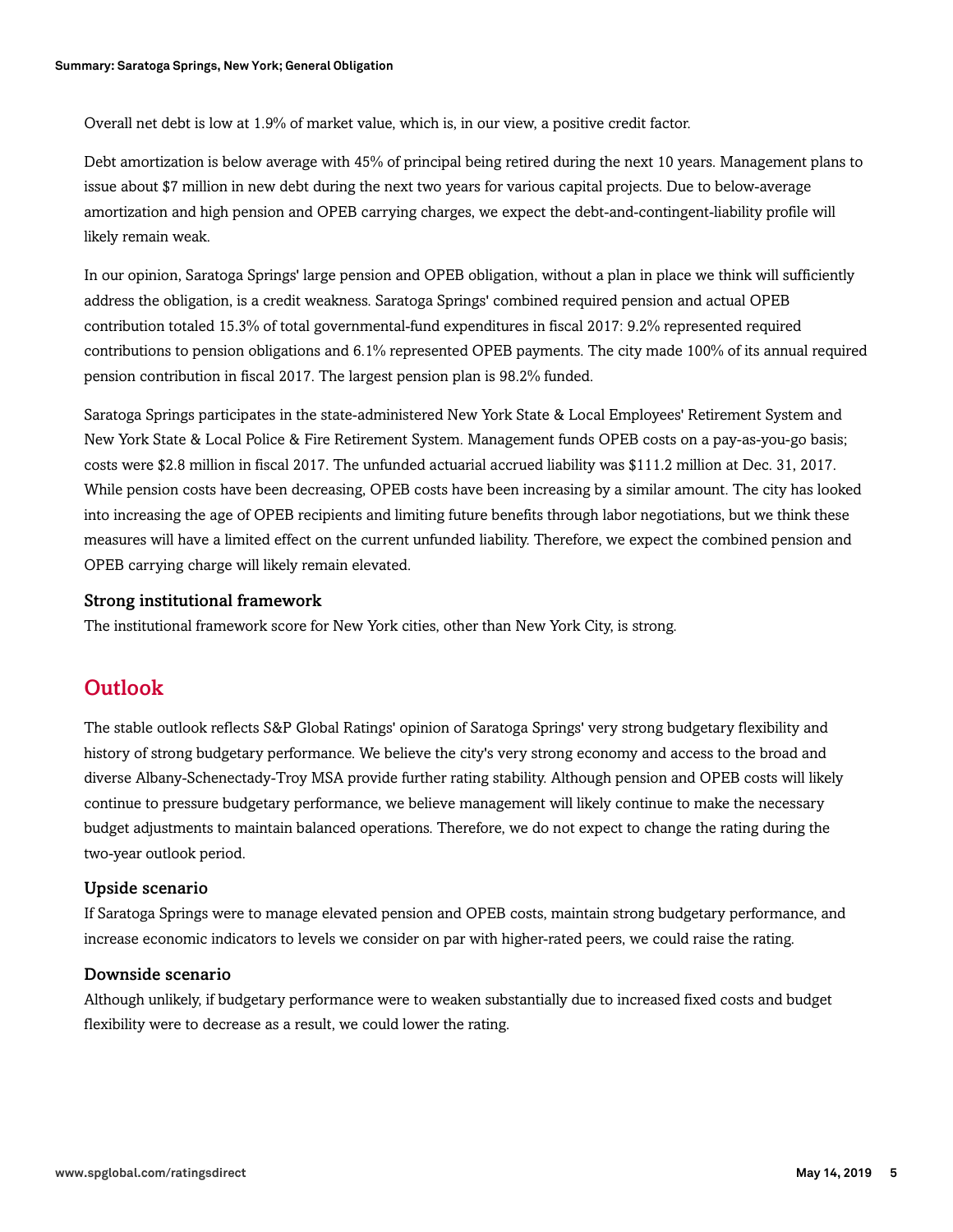Overall net debt is low at 1.9% of market value, which is, in our view, a positive credit factor.

Debt amortization is below average with 45% of principal being retired during the next 10 years. Management plans to issue about $7 million in new debt during the next two years for various capital projects. Due to below-average amortization and high pension and OPEB carrying charges, we expect the debt-and-contingent-liability profile will likely remain weak.

In our opinion, Saratoga Springs' large pension and OPEB obligation, without a plan in place we think will sufficiently address the obligation, is a credit weakness. Saratoga Springs' combined required pension and actual OPEB contribution totaled 15.3% of total governmental-fund expenditures in fiscal 2017: 9.2% represented required contributions to pension obligations and 6.1% represented OPEB payments. The city made 100% of its annual required pension contribution in fiscal 2017. The largest pension plan is 98.2% funded.

Saratoga Springs participates in the state-administered New York State & Local Employees' Retirement System and New York State & Local Police & Fire Retirement System. Management funds OPEB costs on a pay-as-you-go basis; costs were $2.8 million in fiscal 2017. The unfunded actuarial accrued liability was $111.2 million at Dec. 31, 2017. While pension costs have been decreasing, OPEB costs have been increasing by a similar amount. The city has looked into increasing the age of OPEB recipients and limiting future benefits through labor negotiations, but we think these measures will have a limited effect on the current unfunded liability. Therefore, we expect the combined pension and OPEB carrying charge will likely remain elevated.

### Strong institutional framework

The institutional framework score for New York cities, other than New York City, is strong.

## Outlook

The stable outlook reflects S&P Global Ratings' opinion of Saratoga Springs' very strong budgetary flexibility and history of strong budgetary performance. We believe the city's very strong economy and access to the broad and diverse Albany-Schenectady-Troy MSA provide further rating stability. Although pension and OPEB costs will likely continue to pressure budgetary performance, we believe management will likely continue to make the necessary budget adjustments to maintain balanced operations. Therefore, we do not expect to change the rating during the two-year outlook period.

### Upside scenario

If Saratoga Springs were to manage elevated pension and OPEB costs, maintain strong budgetary performance, and increase economic indicators to levels we consider on par with higher-rated peers, we could raise the rating.

### Downside scenario

Although unlikely, if budgetary performance were to weaken substantially due to increased fixed costs and budget flexibility were to decrease as a result, we could lower the rating.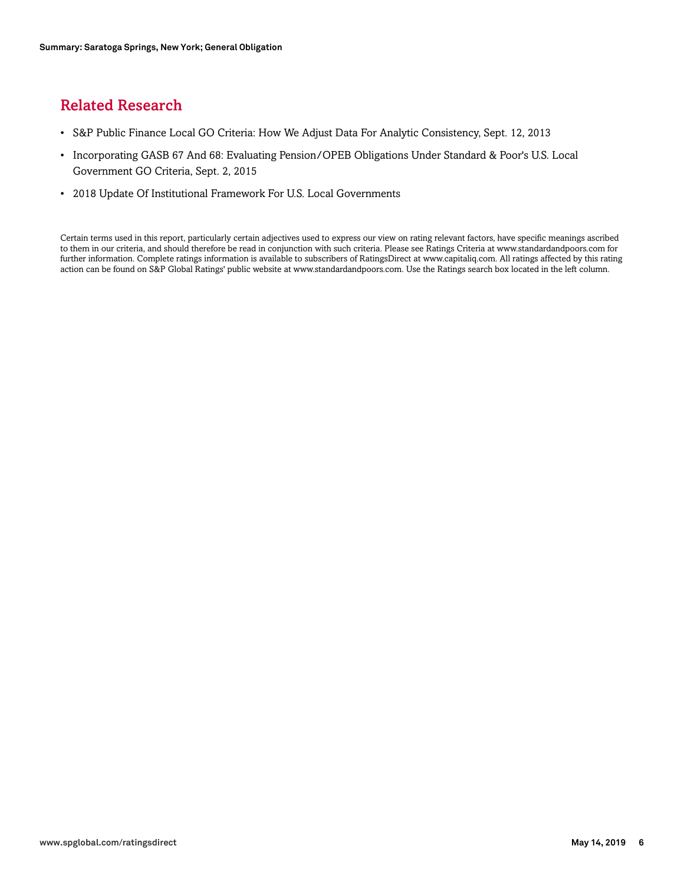## Related Research

- S&P Public Finance Local GO Criteria: How We Adjust Data For Analytic Consistency, Sept. 12, 2013
- Incorporating GASB 67 And 68: Evaluating Pension/OPEB Obligations Under Standard & Poor's U.S. Local Government GO Criteria, Sept. 2, 2015
- 2018 Update Of Institutional Framework For U.S. Local Governments

Certain terms used in this report, particularly certain adjectives used to express our view on rating relevant factors, have specific meanings ascribed to them in our criteria, and should therefore be read in conjunction with such criteria. Please see Ratings Criteria at www.standardandpoors.com for further information. Complete ratings information is available to subscribers of RatingsDirect at www.capitaliq.com. All ratings affected by this rating action can be found on S&P Global Ratings' public website at www.standardandpoors.com. Use the Ratings search box located in the left column.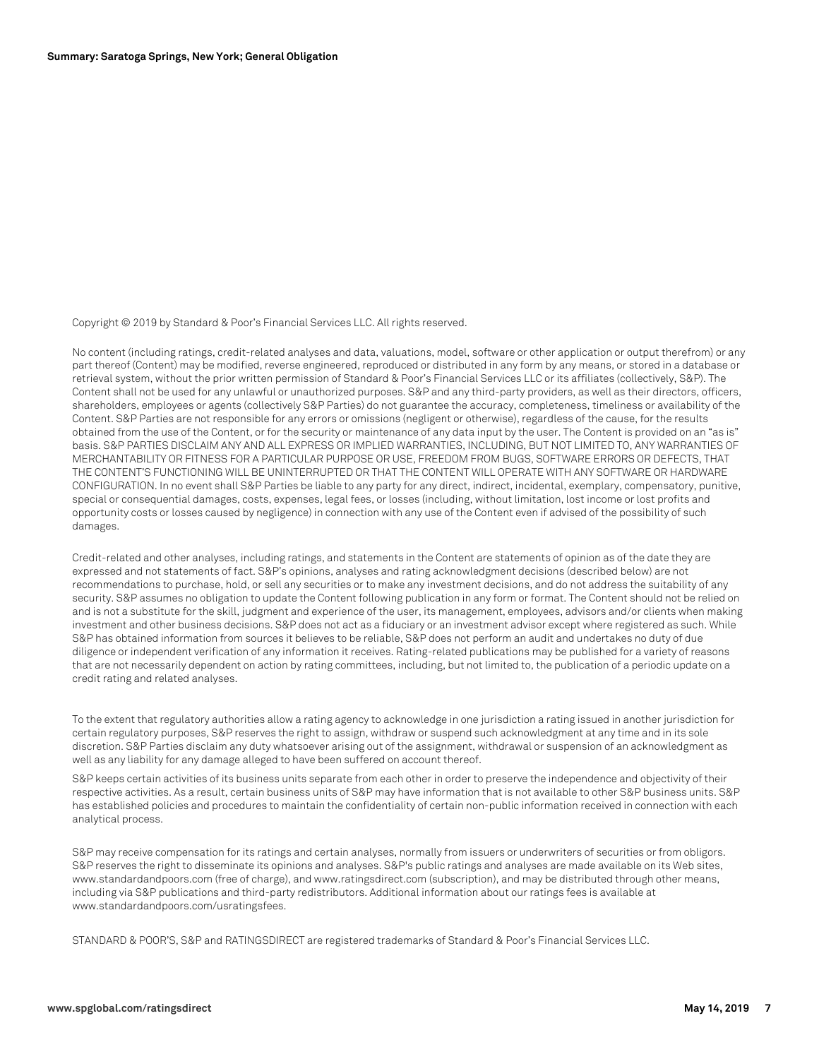Copyright © 2019 by Standard & Poor's Financial Services LLC. All rights reserved.

No content (including ratings, credit-related analyses and data, valuations, model, software or other application or output therefrom) or any part thereof (Content) may be modified, reverse engineered, reproduced or distributed in any form by any means, or stored in a database or retrieval system, without the prior written permission of Standard & Poor's Financial Services LLC or its affiliates (collectively, S&P). The Content shall not be used for any unlawful or unauthorized purposes. S&P and any third-party providers, as well as their directors, officers, shareholders, employees or agents (collectively S&P Parties) do not guarantee the accuracy, completeness, timeliness or availability of the Content. S&P Parties are not responsible for any errors or omissions (negligent or otherwise), regardless of the cause, for the results obtained from the use of the Content, or for the security or maintenance of any data input by the user. The Content is provided on an "as is" basis. S&P PARTIES DISCLAIM ANY AND ALL EXPRESS OR IMPLIED WARRANTIES, INCLUDING, BUT NOT LIMITED TO, ANY WARRANTIES OF MERCHANTABILITY OR FITNESS FOR A PARTICULAR PURPOSE OR USE, FREEDOM FROM BUGS, SOFTWARE ERRORS OR DEFECTS, THAT THE CONTENT'S FUNCTIONING WILL BE UNINTERRUPTED OR THAT THE CONTENT WILL OPERATE WITH ANY SOFTWARE OR HARDWARE CONFIGURATION. In no event shall S&P Parties be liable to any party for any direct, indirect, incidental, exemplary, compensatory, punitive, special or consequential damages, costs, expenses, legal fees, or losses (including, without limitation, lost income or lost profits and opportunity costs or losses caused by negligence) in connection with any use of the Content even if advised of the possibility of such damages.

Credit-related and other analyses, including ratings, and statements in the Content are statements of opinion as of the date they are expressed and not statements of fact. S&P's opinions, analyses and rating acknowledgment decisions (described below) are not recommendations to purchase, hold, or sell any securities or to make any investment decisions, and do not address the suitability of any security. S&P assumes no obligation to update the Content following publication in any form or format. The Content should not be relied on and is not a substitute for the skill, judgment and experience of the user, its management, employees, advisors and/or clients when making investment and other business decisions. S&P does not act as a fiduciary or an investment advisor except where registered as such. While S&P has obtained information from sources it believes to be reliable, S&P does not perform an audit and undertakes no duty of due diligence or independent verification of any information it receives. Rating-related publications may be published for a variety of reasons that are not necessarily dependent on action by rating committees, including, but not limited to, the publication of a periodic update on a credit rating and related analyses.

To the extent that regulatory authorities allow a rating agency to acknowledge in one jurisdiction a rating issued in another jurisdiction for certain regulatory purposes, S&P reserves the right to assign, withdraw or suspend such acknowledgment at any time and in its sole discretion. S&P Parties disclaim any duty whatsoever arising out of the assignment, withdrawal or suspension of an acknowledgment as well as any liability for any damage alleged to have been suffered on account thereof.

S&P keeps certain activities of its business units separate from each other in order to preserve the independence and objectivity of their respective activities. As a result, certain business units of S&P may have information that is not available to other S&P business units. S&P has established policies and procedures to maintain the confidentiality of certain non-public information received in connection with each analytical process.

S&P may receive compensation for its ratings and certain analyses, normally from issuers or underwriters of securities or from obligors. S&P reserves the right to disseminate its opinions and analyses. S&P's public ratings and analyses are made available on its Web sites, www.standardandpoors.com (free of charge), and www.ratingsdirect.com (subscription), and may be distributed through other means, including via S&P publications and third-party redistributors. Additional information about our ratings fees is available at www.standardandpoors.com/usratingsfees.

STANDARD & POOR'S, S&P and RATINGSDIRECT are registered trademarks of Standard & Poor's Financial Services LLC.